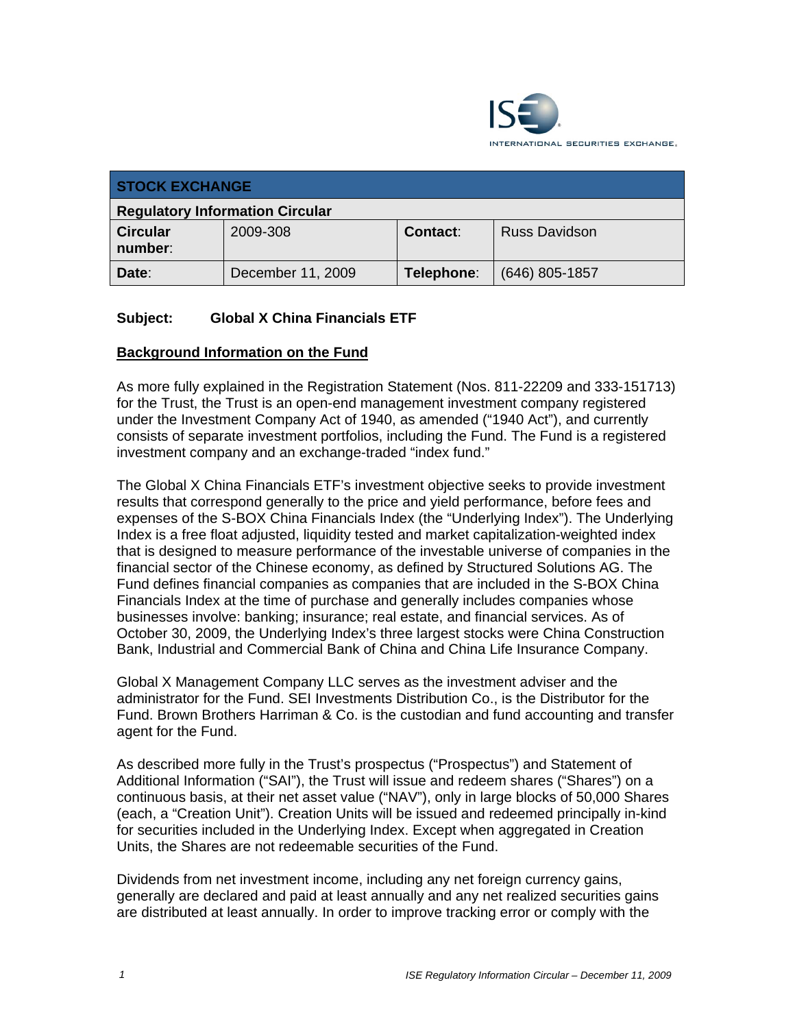| STOCK EXCHANGE | | | |
|---|---|---|---|
| **Regulatory Information Circular** | | | |
| **Circular number**: | 2009-308 | **Contact**: | Russ Davidson |
| **Date**: | December 11, 2009 | **Telephone**: | (646) 805-1857 |

**Subject: Global X China Financials ETF**

## Background Information on the Fund

As more fully explained in the Registration Statement (Nos. 811-22209 and 333-151713) for the Trust, the Trust is an open-end management investment company registered under the Investment Company Act of 1940, as amended ("1940 Act"), and currently consists of separate investment portfolios, including the Fund. The Fund is a registered investment company and an exchange-traded "index fund."

The Global X China Financials ETF's investment objective seeks to provide investment results that correspond generally to the price and yield performance, before fees and expenses of the S-BOX China Financials Index (the "Underlying Index"). The Underlying Index is a free float adjusted, liquidity tested and market capitalization-weighted index that is designed to measure performance of the investable universe of companies in the financial sector of the Chinese economy, as defined by Structured Solutions AG. The Fund defines financial companies as companies that are included in the S-BOX China Financials Index at the time of purchase and generally includes companies whose businesses involve: banking; insurance; real estate, and financial services. As of October 30, 2009, the Underlying Index's three largest stocks were China Construction Bank, Industrial and Commercial Bank of China and China Life Insurance Company.

Global X Management Company LLC serves as the investment adviser and the administrator for the Fund. SEI Investments Distribution Co., is the Distributor for the Fund. Brown Brothers Harriman & Co. is the custodian and fund accounting and transfer agent for the Fund.

As described more fully in the Trust's prospectus ("Prospectus") and Statement of Additional Information ("SAI"), the Trust will issue and redeem shares ("Shares") on a continuous basis, at their net asset value ("NAV"), only in large blocks of 50,000 Shares (each, a "Creation Unit"). Creation Units will be issued and redeemed principally in-kind for securities included in the Underlying Index. Except when aggregated in Creation Units, the Shares are not redeemable securities of the Fund.

Dividends from net investment income, including any net foreign currency gains, generally are declared and paid at least annually and any net realized securities gains are distributed at least annually. In order to improve tracking error or comply with the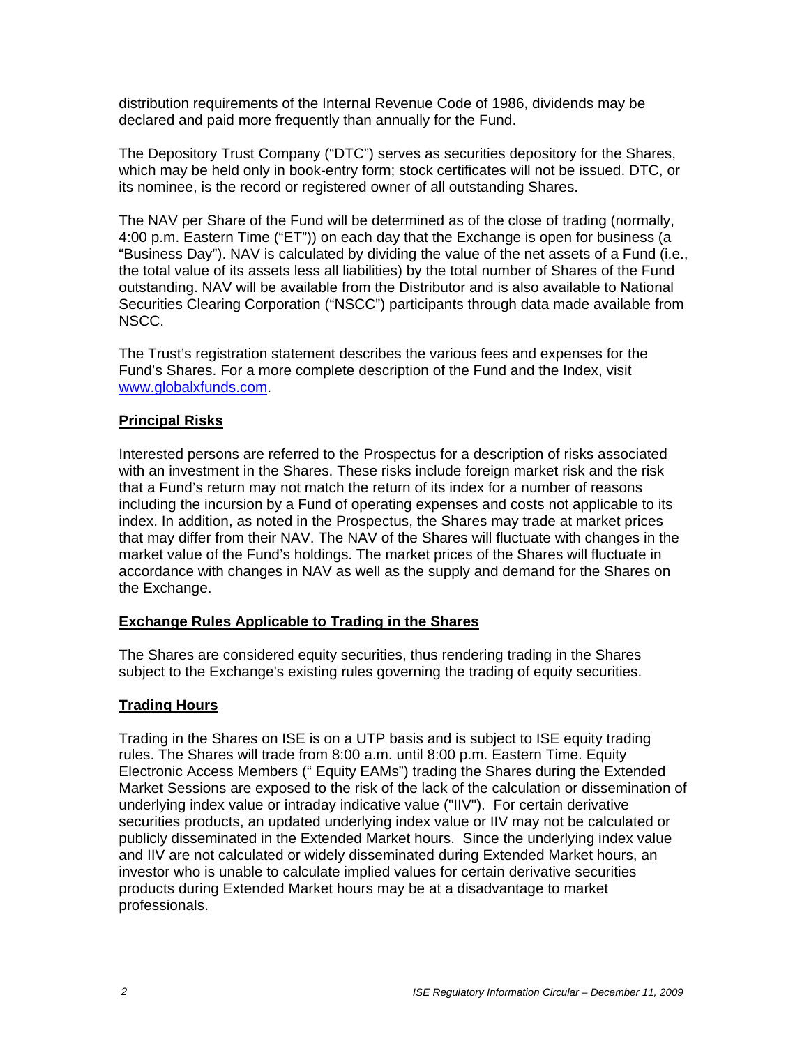distribution requirements of the Internal Revenue Code of 1986, dividends may be declared and paid more frequently than annually for the Fund.

The Depository Trust Company ("DTC") serves as securities depository for the Shares, which may be held only in book-entry form; stock certificates will not be issued. DTC, or its nominee, is the record or registered owner of all outstanding Shares.

The NAV per Share of the Fund will be determined as of the close of trading (normally, 4:00 p.m. Eastern Time ("ET")) on each day that the Exchange is open for business (a "Business Day"). NAV is calculated by dividing the value of the net assets of a Fund (i.e., the total value of its assets less all liabilities) by the total number of Shares of the Fund outstanding. NAV will be available from the Distributor and is also available to National Securities Clearing Corporation ("NSCC") participants through data made available from NSCC.

The Trust's registration statement describes the various fees and expenses for the Fund's Shares. For a more complete description of the Fund and the Index, visit www.globalxfunds.com.

**Principal Risks**

Interested persons are referred to the Prospectus for a description of risks associated with an investment in the Shares. These risks include foreign market risk and the risk that a Fund's return may not match the return of its index for a number of reasons including the incursion by a Fund of operating expenses and costs not applicable to its index. In addition, as noted in the Prospectus, the Shares may trade at market prices that may differ from their NAV. The NAV of the Shares will fluctuate with changes in the market value of the Fund's holdings. The market prices of the Shares will fluctuate in accordance with changes in NAV as well as the supply and demand for the Shares on the Exchange.

**Exchange Rules Applicable to Trading in the Shares**

The Shares are considered equity securities, thus rendering trading in the Shares subject to the Exchange's existing rules governing the trading of equity securities.

**Trading Hours**

Trading in the Shares on ISE is on a UTP basis and is subject to ISE equity trading rules. The Shares will trade from 8:00 a.m. until 8:00 p.m. Eastern Time. Equity Electronic Access Members (" Equity EAMs") trading the Shares during the Extended Market Sessions are exposed to the risk of the lack of the calculation or dissemination of underlying index value or intraday indicative value ("IIV"). For certain derivative securities products, an updated underlying index value or IIV may not be calculated or publicly disseminated in the Extended Market hours. Since the underlying index value and IIV are not calculated or widely disseminated during Extended Market hours, an investor who is unable to calculate implied values for certain derivative securities products during Extended Market hours may be at a disadvantage to market professionals.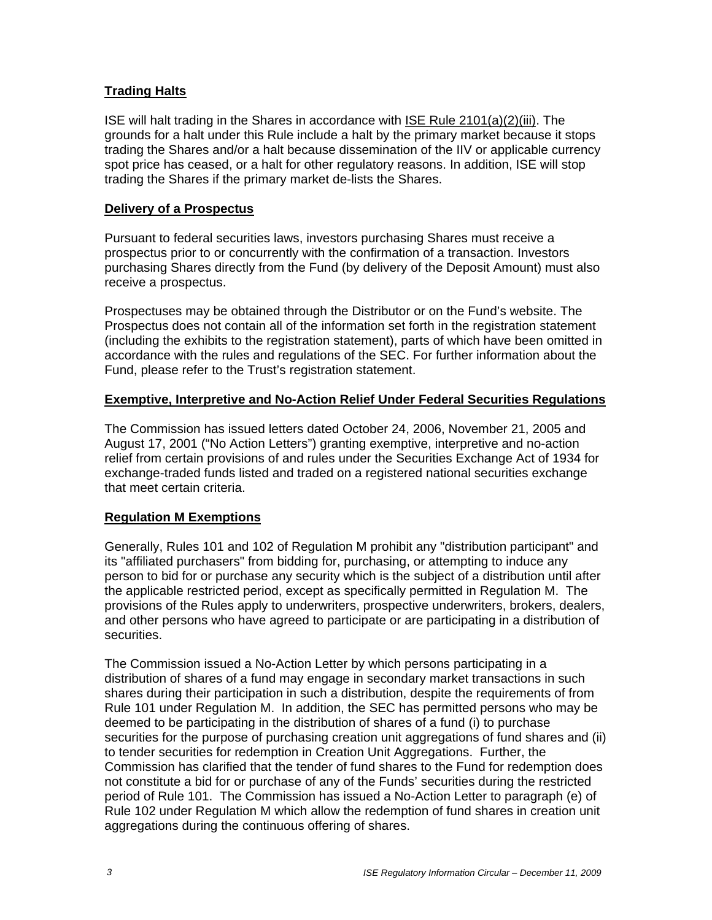**Trading Halts**

ISE will halt trading in the Shares in accordance with ISE Rule 2101(a)(2)(iii). The grounds for a halt under this Rule include a halt by the primary market because it stops trading the Shares and/or a halt because dissemination of the IIV or applicable currency spot price has ceased, or a halt for other regulatory reasons. In addition, ISE will stop trading the Shares if the primary market de-lists the Shares.

**Delivery of a Prospectus**

Pursuant to federal securities laws, investors purchasing Shares must receive a prospectus prior to or concurrently with the confirmation of a transaction. Investors purchasing Shares directly from the Fund (by delivery of the Deposit Amount) must also receive a prospectus.

Prospectuses may be obtained through the Distributor or on the Fund's website. The Prospectus does not contain all of the information set forth in the registration statement (including the exhibits to the registration statement), parts of which have been omitted in accordance with the rules and regulations of the SEC. For further information about the Fund, please refer to the Trust's registration statement.

**Exemptive, Interpretive and No-Action Relief Under Federal Securities Regulations**

The Commission has issued letters dated October 24, 2006, November 21, 2005 and August 17, 2001 ("No Action Letters") granting exemptive, interpretive and no-action relief from certain provisions of and rules under the Securities Exchange Act of 1934 for exchange-traded funds listed and traded on a registered national securities exchange that meet certain criteria.

**Regulation M Exemptions**

Generally, Rules 101 and 102 of Regulation M prohibit any "distribution participant" and its "affiliated purchasers" from bidding for, purchasing, or attempting to induce any person to bid for or purchase any security which is the subject of a distribution until after the applicable restricted period, except as specifically permitted in Regulation M. The provisions of the Rules apply to underwriters, prospective underwriters, brokers, dealers, and other persons who have agreed to participate or are participating in a distribution of securities.

The Commission issued a No-Action Letter by which persons participating in a distribution of shares of a fund may engage in secondary market transactions in such shares during their participation in such a distribution, despite the requirements of from Rule 101 under Regulation M. In addition, the SEC has permitted persons who may be deemed to be participating in the distribution of shares of a fund (i) to purchase securities for the purpose of purchasing creation unit aggregations of fund shares and (ii) to tender securities for redemption in Creation Unit Aggregations. Further, the Commission has clarified that the tender of fund shares to the Fund for redemption does not constitute a bid for or purchase of any of the Funds' securities during the restricted period of Rule 101. The Commission has issued a No-Action Letter to paragraph (e) of Rule 102 under Regulation M which allow the redemption of fund shares in creation unit aggregations during the continuous offering of shares.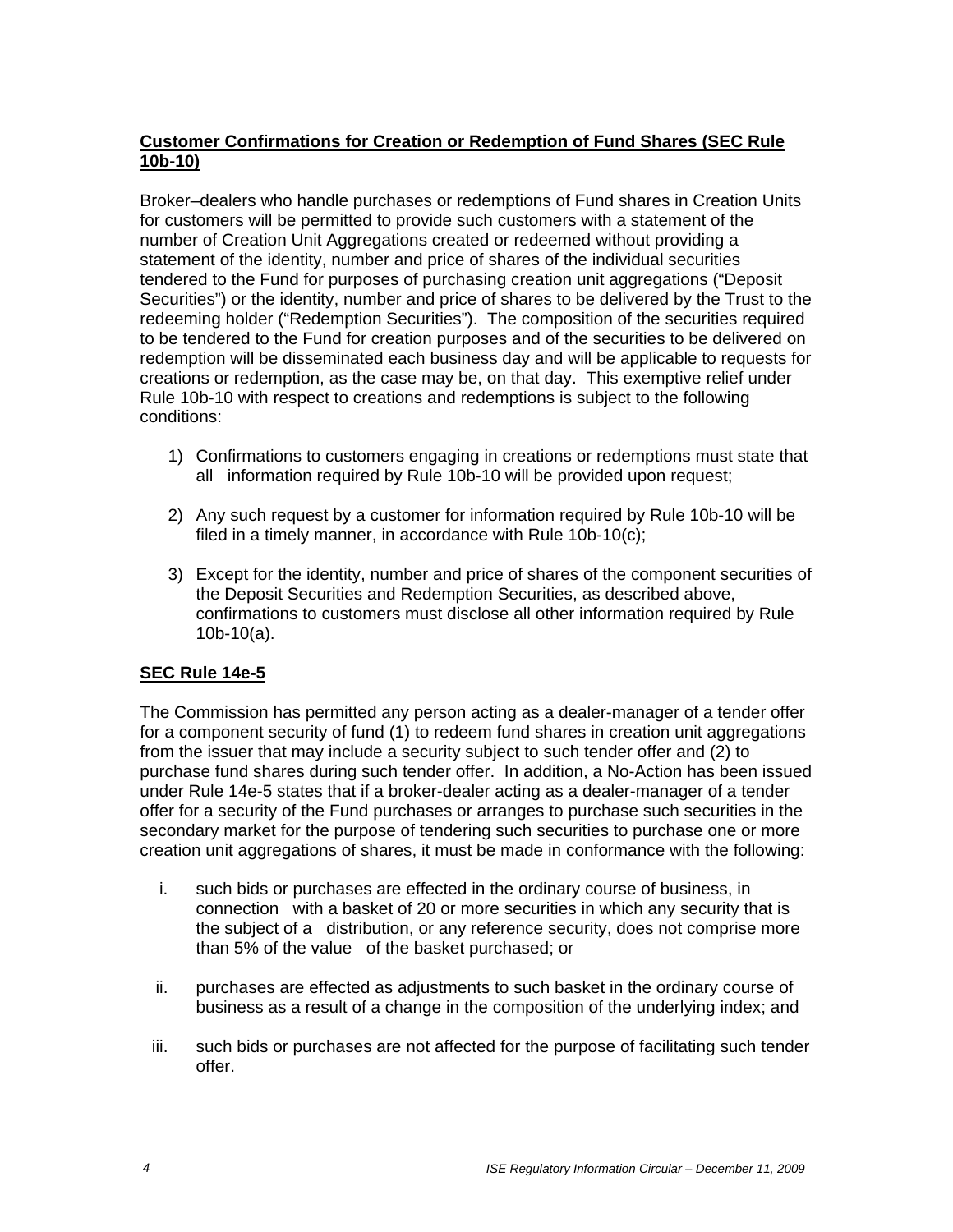**Customer Confirmations for Creation or Redemption of Fund Shares (SEC Rule 10b-10)**

Broker–dealers who handle purchases or redemptions of Fund shares in Creation Units for customers will be permitted to provide such customers with a statement of the number of Creation Unit Aggregations created or redeemed without providing a statement of the identity, number and price of shares of the individual securities tendered to the Fund for purposes of purchasing creation unit aggregations ("Deposit Securities") or the identity, number and price of shares to be delivered by the Trust to the redeeming holder ("Redemption Securities"). The composition of the securities required to be tendered to the Fund for creation purposes and of the securities to be delivered on redemption will be disseminated each business day and will be applicable to requests for creations or redemption, as the case may be, on that day. This exemptive relief under Rule 10b-10 with respect to creations and redemptions is subject to the following conditions:

1) Confirmations to customers engaging in creations or redemptions must state that all information required by Rule 10b-10 will be provided upon request;

2) Any such request by a customer for information required by Rule 10b-10 will be filed in a timely manner, in accordance with Rule 10b-10(c);

3) Except for the identity, number and price of shares of the component securities of the Deposit Securities and Redemption Securities, as described above, confirmations to customers must disclose all other information required by Rule 10b-10(a).

**SEC Rule 14e-5**

The Commission has permitted any person acting as a dealer-manager of a tender offer for a component security of fund (1) to redeem fund shares in creation unit aggregations from the issuer that may include a security subject to such tender offer and (2) to purchase fund shares during such tender offer. In addition, a No-Action has been issued under Rule 14e-5 states that if a broker-dealer acting as a dealer-manager of a tender offer for a security of the Fund purchases or arranges to purchase such securities in the secondary market for the purpose of tendering such securities to purchase one or more creation unit aggregations of shares, it must be made in conformance with the following:

i. such bids or purchases are effected in the ordinary course of business, in connection with a basket of 20 or more securities in which any security that is the subject of a distribution, or any reference security, does not comprise more than 5% of the value of the basket purchased; or

ii. purchases are effected as adjustments to such basket in the ordinary course of business as a result of a change in the composition of the underlying index; and

iii. such bids or purchases are not affected for the purpose of facilitating such tender offer.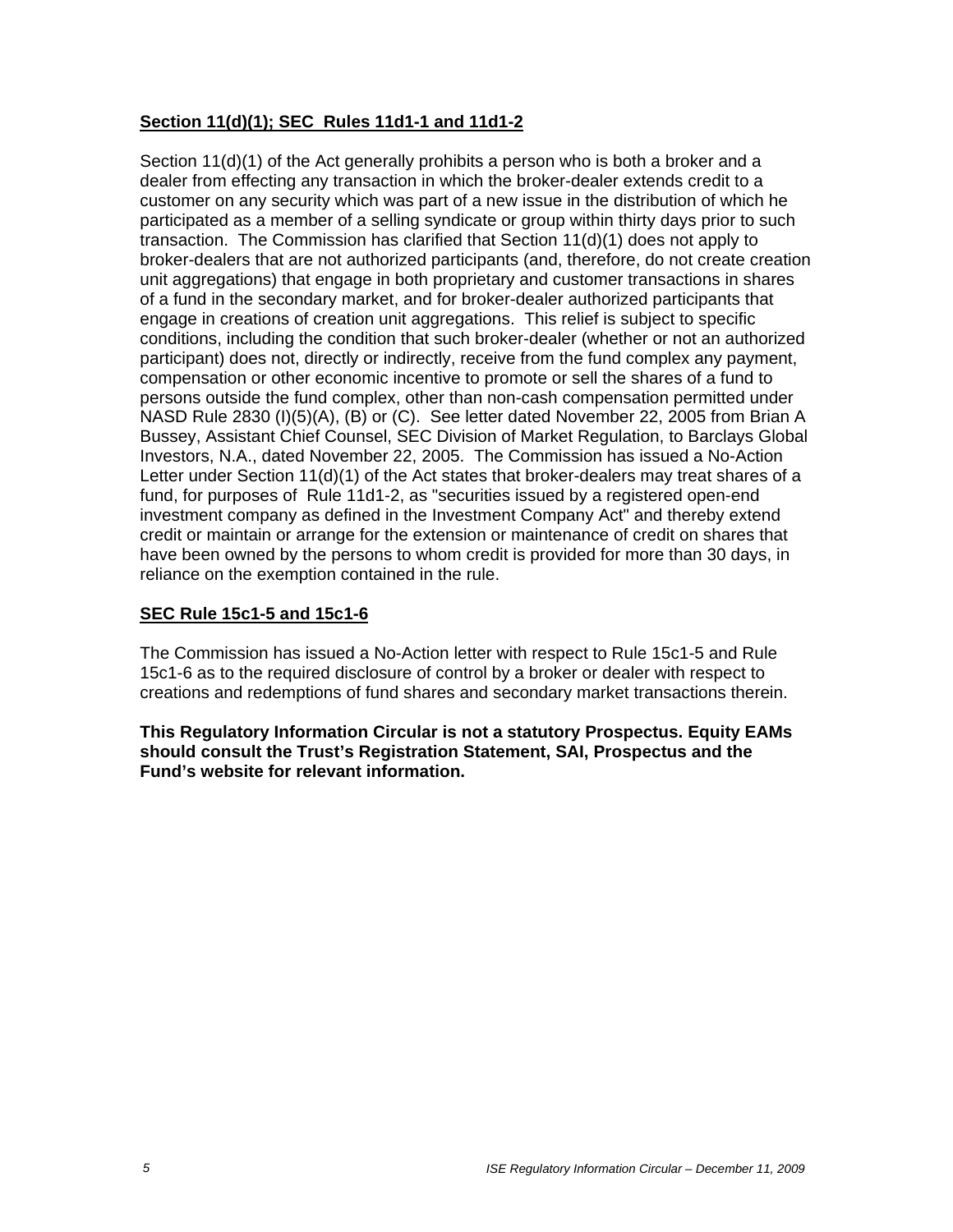**Section 11(d)(1); SEC Rules 11d1-1 and 11d1-2**

Section 11(d)(1) of the Act generally prohibits a person who is both a broker and a dealer from effecting any transaction in which the broker-dealer extends credit to a customer on any security which was part of a new issue in the distribution of which he participated as a member of a selling syndicate or group within thirty days prior to such transaction. The Commission has clarified that Section 11(d)(1) does not apply to broker-dealers that are not authorized participants (and, therefore, do not create creation unit aggregations) that engage in both proprietary and customer transactions in shares of a fund in the secondary market, and for broker-dealer authorized participants that engage in creations of creation unit aggregations. This relief is subject to specific conditions, including the condition that such broker-dealer (whether or not an authorized participant) does not, directly or indirectly, receive from the fund complex any payment, compensation or other economic incentive to promote or sell the shares of a fund to persons outside the fund complex, other than non-cash compensation permitted under NASD Rule 2830 (I)(5)(A), (B) or (C). See letter dated November 22, 2005 from Brian A Bussey, Assistant Chief Counsel, SEC Division of Market Regulation, to Barclays Global Investors, N.A., dated November 22, 2005. The Commission has issued a No-Action Letter under Section 11(d)(1) of the Act states that broker-dealers may treat shares of a fund, for purposes of Rule 11d1-2, as "securities issued by a registered open-end investment company as defined in the Investment Company Act" and thereby extend credit or maintain or arrange for the extension or maintenance of credit on shares that have been owned by the persons to whom credit is provided for more than 30 days, in reliance on the exemption contained in the rule.

**SEC Rule 15c1-5 and 15c1-6**

The Commission has issued a No-Action letter with respect to Rule 15c1-5 and Rule 15c1-6 as to the required disclosure of control by a broker or dealer with respect to creations and redemptions of fund shares and secondary market transactions therein.

**This Regulatory Information Circular is not a statutory Prospectus. Equity EAMs should consult the Trust's Registration Statement, SAI, Prospectus and the Fund's website for relevant information.**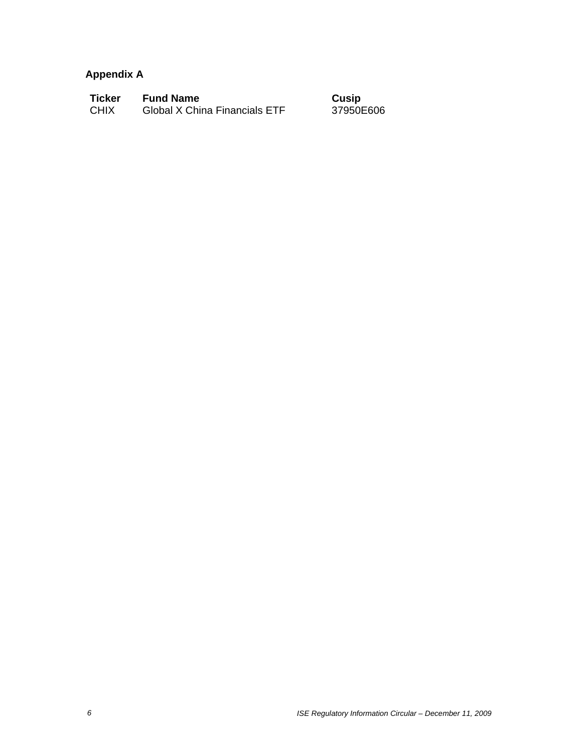## Appendix A

| Ticker | Fund Name | Cusip |
| --- | --- | --- |
| CHIX | Global X China Financials ETF | 37950E606 |